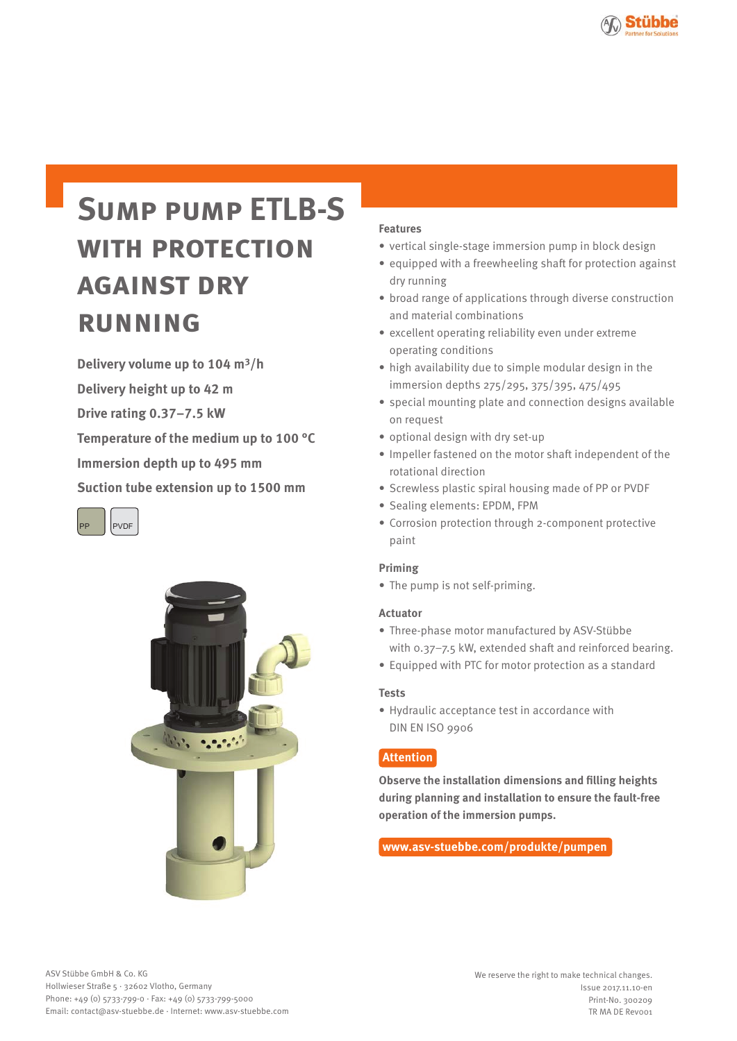# Sump pump ETLB-S with protection against dry running

**Delivery volume up to 104 m³/h**

**Delivery height up to 42 m**

**Drive rating 0.37–7.5 kW**

**Temperature of the medium up to 100 °C**

**Immersion depth up to 495 mm**

**Suction tube extension up to 1500 mm**

PP PVDF

### Features

- vertical single-stage immersion pump in block design
- equipped with a freewheeling shaft for protection against dry running
- broad range of applications through diverse construction and material combinations
- excellent operating reliability even under extreme operating conditions
- high availability due to simple modular design in the immersion depths 275/295, 375/395, 475/495
- special mounting plate and connection designs available on request
- optional design with dry set-up
- Impeller fastened on the motor shaft independent of the rotational direction
- Screwless plastic spiral housing made of PP or PVDF
- Sealing elements: EPDM, FPM
- Corrosion protection through 2-component protective paint

### Priming

- The pump is not self-priming.

### Actuator

- Three-phase motor manufactured by ASV-Stübbe with 0.37–7.5 kW, extended shaft and reinforced bearing.
- Equipped with PTC for motor protection as a standard

### Tests

- Hydraulic acceptance test in accordance with DIN EN ISO 9906

**Attention**

**Observe the installation dimensions and filling heights during planning and installation to ensure the fault-free operation of the immersion pumps.**

**www.asv-stuebbe.com/produkte/pumpen**

ASV Stübbe GmbH & Co. KG
Hollwieser Straße 5 · 32602 Vlotho, Germany
Phone: +49 (0) 5733-799-0 · Fax: +49 (0) 5733-799-5000
Email: contact@asv-stuebbe.de · Internet: www.asv-stuebbe.com

We reserve the right to make technical changes.
Issue 2017.11.10-en
Print-No. 300209
TR MA DE Rev001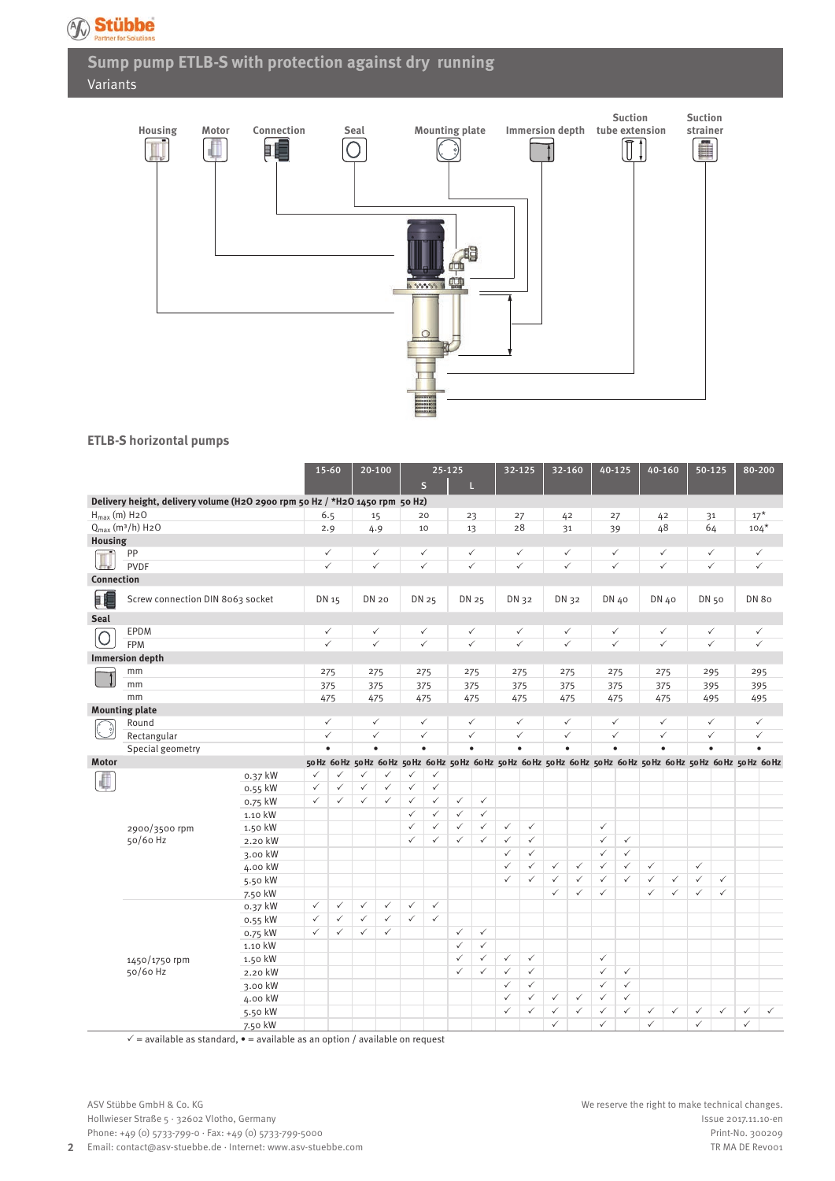# Sump pump ETLB-S with protection against dry running

Variants

Housing · Motor · Connection · Seal · Mounting plate · Immersion depth · Suction tube extension · Suction strainer

## ETLB-S horizontal pumps

| | | 15-60 | | 20-100 | | 25-125 | | | | 32-125 | | 32-160 | | 40-125 | | 40-160 | | 50-125 | | 80-200 | |
|---|---|---|---|---|---|---|---|---|---|---|---|---|---|---|---|---|---|---|---|---|---|
| | | | | | | S | | L | | | | | | | | | | | | | |
| **Delivery height, delivery volume ($H_2O$ 2900 rpm 50 Hz / *$H_2O$ 1450 rpm 50 Hz)** | | | | | | | | | | | | | | | | | | | | | |
| $H_{max}$ (m) $H_2O$ | | 6.5 | | 15 | | 20 | | 23 | | 27 | | 42 | | 27 | | 42 | | 31 | | 17* | |
| $Q_{max}$ ($m^3$/h) $H_2O$ | | 2.9 | | 4.9 | | 10 | | 13 | | 28 | | 31 | | 39 | | 48 | | 64 | | 104* | |
| **Housing** | | | | | | | | | | | | | | | | | | | | | |
| PP | | ✓ | | ✓ | | ✓ | | ✓ | | ✓ | | ✓ | | ✓ | | ✓ | | ✓ | | ✓ | |
| PVDF | | ✓ | | ✓ | | ✓ | | ✓ | | ✓ | | ✓ | | ✓ | | ✓ | | ✓ | | ✓ | |
| **Connection** | | | | | | | | | | | | | | | | | | | | | |
| Screw connection DIN 8063 socket | | DN 15 | | DN 20 | | DN 25 | | DN 25 | | DN 32 | | DN 32 | | DN 40 | | DN 40 | | DN 50 | | DN 80 | |
| **Seal** | | | | | | | | | | | | | | | | | | | | | |
| EPDM | | ✓ | | ✓ | | ✓ | | ✓ | | ✓ | | ✓ | | ✓ | | ✓ | | ✓ | | ✓ | |
| FPM | | ✓ | | ✓ | | ✓ | | ✓ | | ✓ | | ✓ | | ✓ | | ✓ | | ✓ | | ✓ | |
| **Immersion depth** | | | | | | | | | | | | | | | | | | | | | |
| mm | | 275 | | 275 | | 275 | | 275 | | 275 | | 275 | | 275 | | 275 | | 295 | | 295 | |
| mm | | 375 | | 375 | | 375 | | 375 | | 375 | | 375 | | 375 | | 375 | | 395 | | 395 | |
| mm | | 475 | | 475 | | 475 | | 475 | | 475 | | 475 | | 475 | | 475 | | 495 | | 495 | |
| **Mounting plate** | | | | | | | | | | | | | | | | | | | | | |
| Round | | ✓ | | ✓ | | ✓ | | ✓ | | ✓ | | ✓ | | ✓ | | ✓ | | ✓ | | ✓ | |
| Rectangular | | ✓ | | ✓ | | ✓ | | ✓ | | ✓ | | ✓ | | ✓ | | ✓ | | ✓ | | ✓ | |
| Special geometry | | • | | • | | • | | • | | • | | • | | • | | • | | • | | • | |
| **Motor** | | 50 Hz | 60 Hz | 50 Hz | 60 Hz | 50 Hz | 60 Hz | 50 Hz | 60 Hz | 50 Hz | 60 Hz | 50 Hz | 60 Hz | 50 Hz | 60 Hz | 50 Hz | 60 Hz | 50 Hz | 60 Hz | 50 Hz | 60 Hz |
| 2900/3500 rpm 50/60 Hz | 0.37 kW | ✓ | ✓ | ✓ | ✓ | ✓ | ✓ | | | | | | | | | | | | | | |
| | 0.55 kW | ✓ | ✓ | ✓ | ✓ | ✓ | ✓ | | | | | | | | | | | | | | |
| | 0.75 kW | ✓ | ✓ | ✓ | ✓ | ✓ | ✓ | ✓ | ✓ | | | | | | | | | | | | |
| | 1.10 kW | | | | | ✓ | ✓ | ✓ | ✓ | | | | | | | | | | | | |
| | 1.50 kW | | | | | ✓ | ✓ | ✓ | ✓ | ✓ | ✓ | | | ✓ | | | | | | | |
| | 2.20 kW | | | | | ✓ | ✓ | ✓ | ✓ | ✓ | ✓ | | | ✓ | ✓ | | | | | | |
| | 3.00 kW | | | | | | | | | ✓ | ✓ | | | ✓ | ✓ | | | | | | |
| | 4.00 kW | | | | | | | | | ✓ | ✓ | ✓ | ✓ | ✓ | ✓ | ✓ | | ✓ | | | |
| | 5.50 kW | | | | | | | | | ✓ | ✓ | ✓ | ✓ | ✓ | ✓ | ✓ | ✓ | ✓ | ✓ | | |
| | 7.50 kW | | | | | | | | | | | ✓ | ✓ | ✓ | | ✓ | ✓ | ✓ | ✓ | | |
| 1450/1750 rpm 50/60 Hz | 0.37 kW | ✓ | ✓ | ✓ | ✓ | ✓ | ✓ | | | | | | | | | | | | | | |
| | 0.55 kW | ✓ | ✓ | ✓ | ✓ | ✓ | ✓ | | | | | | | | | | | | | | |
| | 0.75 kW | ✓ | ✓ | ✓ | ✓ | | | ✓ | ✓ | | | | | | | | | | | | |
| | 1.10 kW | | | | | | | ✓ | ✓ | | | | | | | | | | | | |
| | 1.50 kW | | | | | | | ✓ | ✓ | ✓ | ✓ | | | ✓ | | | | | | | |
| | 2.20 kW | | | | | | | ✓ | ✓ | ✓ | ✓ | | | ✓ | ✓ | | | | | | |
| | 3.00 kW | | | | | | | | | ✓ | ✓ | | | ✓ | ✓ | | | | | | |
| | 4.00 kW | | | | | | | | | ✓ | ✓ | ✓ | ✓ | ✓ | ✓ | | | | | | |
| | 5.50 kW | | | | | | | | | ✓ | ✓ | ✓ | ✓ | ✓ | ✓ | ✓ | ✓ | ✓ | ✓ | ✓ | ✓ |
| | 7.50 kW | | | | | | | | | | | ✓ | | ✓ | | ✓ | | ✓ | | ✓ | |

✓ = available as standard, • = available as an option / available on request

ASV Stübbe GmbH & Co. KG
Hollwieser Straße 5 · 32602 Vlotho, Germany
Phone: +49 (0) 5733-799-0 · Fax: +49 (0) 5733-799-5000
Email: contact@asv-stuebbe.de · Internet: www.asv-stuebbe.com

We reserve the right to make technical changes.
Issue 2017.11.10-en
Print-No. 300209
TR MA DE Rev001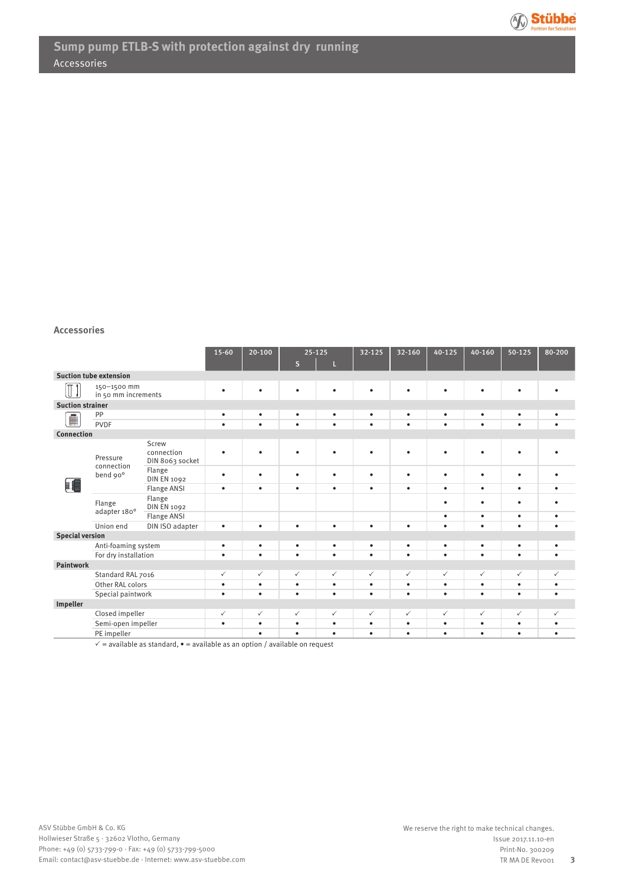# Sump pump ETLB-S with protection against dry running

Accessories

## Accessories

| | | | 15-60 | 20-100 | 25-125 S | 25-125 L | 32-125 | 32-160 | 40-125 | 40-160 | 50-125 | 80-200 |
|---|---|---|---|---|---|---|---|---|---|---|---|---|
| **Suction tube extension** | | | | | | | | | | | | |
| | 150–1500 mm in 50 mm increments | | • | • | • | • | • | • | • | • | • | • |
| **Suction strainer** | | | | | | | | | | | | |
| | PP | | • | • | • | • | • | • | • | • | • | • |
| | PVDF | | • | • | • | • | • | • | • | • | • | • |
| **Connection** | | | | | | | | | | | | |
| | Pressure connection bend 90° | Screw connection DIN 8063 socket | • | • | • | • | • | • | • | • | • | • |
| | | Flange DIN EN 1092 | • | • | • | • | • | • | • | • | • | • |
| | | Flange ANSI | • | • | • | • | • | • | • | • | • | • |
| | Flange adapter 180° | Flange DIN EN 1092 | | | | | | | • | • | • | • |
| | | Flange ANSI | | | | | | | • | • | • | • |
| | Union end | DIN ISO adapter | • | • | • | • | • | • | • | • | • | • |
| **Special version** | | | | | | | | | | | | |
| | Anti-foaming system | | • | • | • | • | • | • | • | • | • | • |
| | For dry installation | | • | • | • | • | • | • | • | • | • | • |
| **Paintwork** | | | | | | | | | | | | |
| | Standard RAL 7016 | | ✓ | ✓ | ✓ | ✓ | ✓ | ✓ | ✓ | ✓ | ✓ | ✓ |
| | Other RAL colors | | • | • | • | • | • | • | • | • | • | • |
| | Special paintwork | | • | • | • | • | • | • | • | • | • | • |
| **Impeller** | | | | | | | | | | | | |
| | Closed impeller | | ✓ | ✓ | ✓ | ✓ | ✓ | ✓ | ✓ | ✓ | ✓ | ✓ |
| | Semi-open impeller | | • | • | • | • | • | • | • | • | • | • |
| | PE impeller | | | • | • | • | • | • | • | • | • | • |

✓ = available as standard, • = available as an option / available on request

ASV Stübbe GmbH & Co. KG
Hollwieser Straße 5 · 32602 Vlotho, Germany
Phone: +49 (0) 5733-799-0 · Fax: +49 (0) 5733-799-5000
Email: contact@asv-stuebbe.de · Internet: www.asv-stuebbe.de

We reserve the right to make technical changes.
Issue 2017.11.10-en
Print-No. 300209
TR MA DE Rev001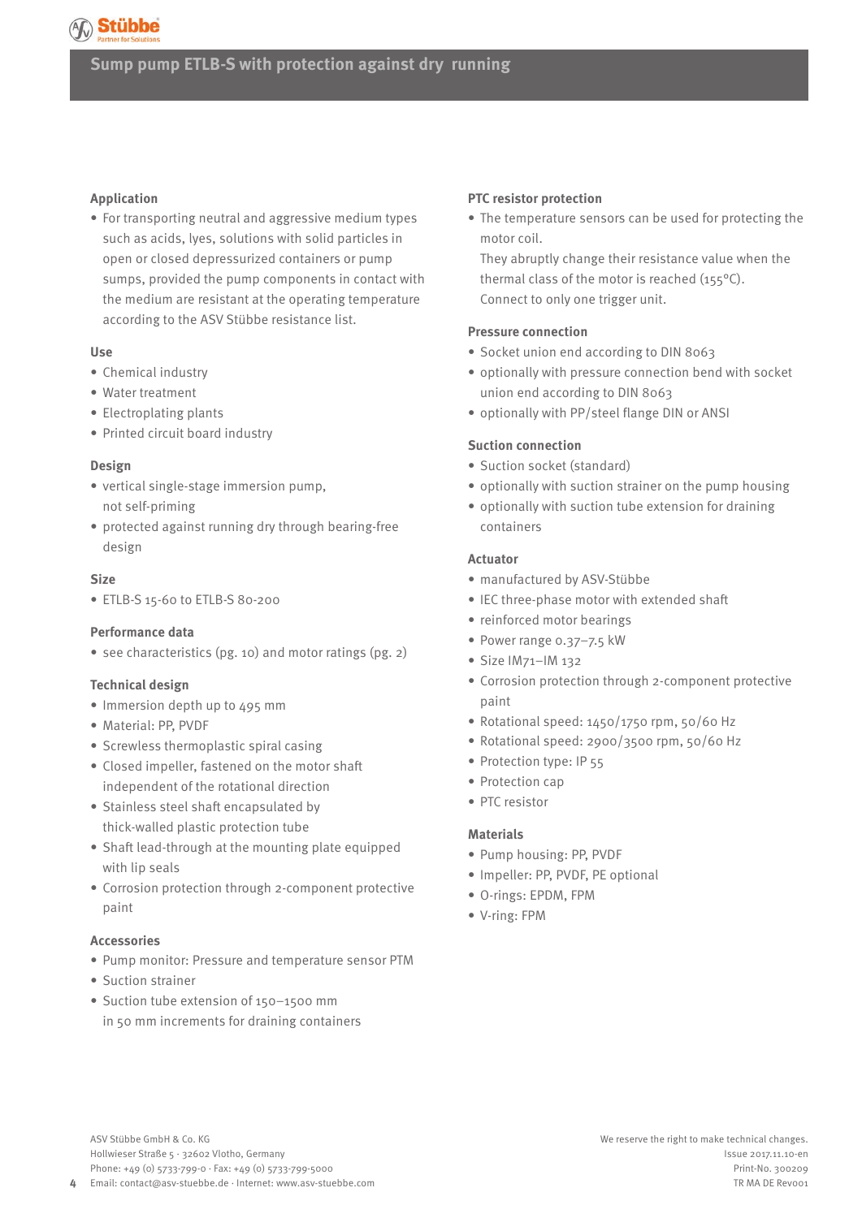# Sump pump ETLB-S with protection against dry running

## Application

- For transporting neutral and aggressive medium types such as acids, lyes, solutions with solid particles in open or closed depressurized containers or pump sumps, provided the pump components in contact with the medium are resistant at the operating temperature according to the ASV Stübbe resistance list.

## Use

- Chemical industry
- Water treatment
- Electroplating plants
- Printed circuit board industry

## Design

- vertical single-stage immersion pump, not self-priming
- protected against running dry through bearing-free design

## Size

- ETLB-S 15-60 to ETLB-S 80-200

## Performance data

- see characteristics (pg. 10) and motor ratings (pg. 2)

## Technical design

- Immersion depth up to 495 mm
- Material: PP, PVDF
- Screwless thermoplastic spiral casing
- Closed impeller, fastened on the motor shaft independent of the rotational direction
- Stainless steel shaft encapsulated by thick-walled plastic protection tube
- Shaft lead-through at the mounting plate equipped with lip seals
- Corrosion protection through 2-component protective paint

## Accessories

- Pump monitor: Pressure and temperature sensor PTM
- Suction strainer
- Suction tube extension of 150–1500 mm in 50 mm increments for draining containers

## PTC resistor protection

- The temperature sensors can be used for protecting the motor coil.
  They abruptly change their resistance value when the thermal class of the motor is reached (155°C).
  Connect to only one trigger unit.

## Pressure connection

- Socket union end according to DIN 8063
- optionally with pressure connection bend with socket union end according to DIN 8063
- optionally with PP/steel flange DIN or ANSI

## Suction connection

- Suction socket (standard)
- optionally with suction strainer on the pump housing
- optionally with suction tube extension for draining containers

## Actuator

- manufactured by ASV-Stübbe
- IEC three-phase motor with extended shaft
- reinforced motor bearings
- Power range 0.37–7.5 kW
- Size IM71–IM 132
- Corrosion protection through 2-component protective paint
- Rotational speed: 1450/1750 rpm, 50/60 Hz
- Rotational speed: 2900/3500 rpm, 50/60 Hz
- Protection type: IP 55
- Protection cap
- PTC resistor

## Materials

- Pump housing: PP, PVDF
- Impeller: PP, PVDF, PE optional
- O-rings: EPDM, FPM
- V-ring: FPM

ASV Stübbe GmbH & Co. KG
Hollwieser Straße 5 · 32602 Vlotho, Germany
Phone: +49 (0) 5733-799-0 · Fax: +49 (0) 5733-799-5000
Email: contact@asv-stuebbe.de · Internet: www.asv-stuebbe.com

We reserve the right to make technical changes.
Issue 2017.11.10-en
Print-No. 300209
TR MA DE Rev001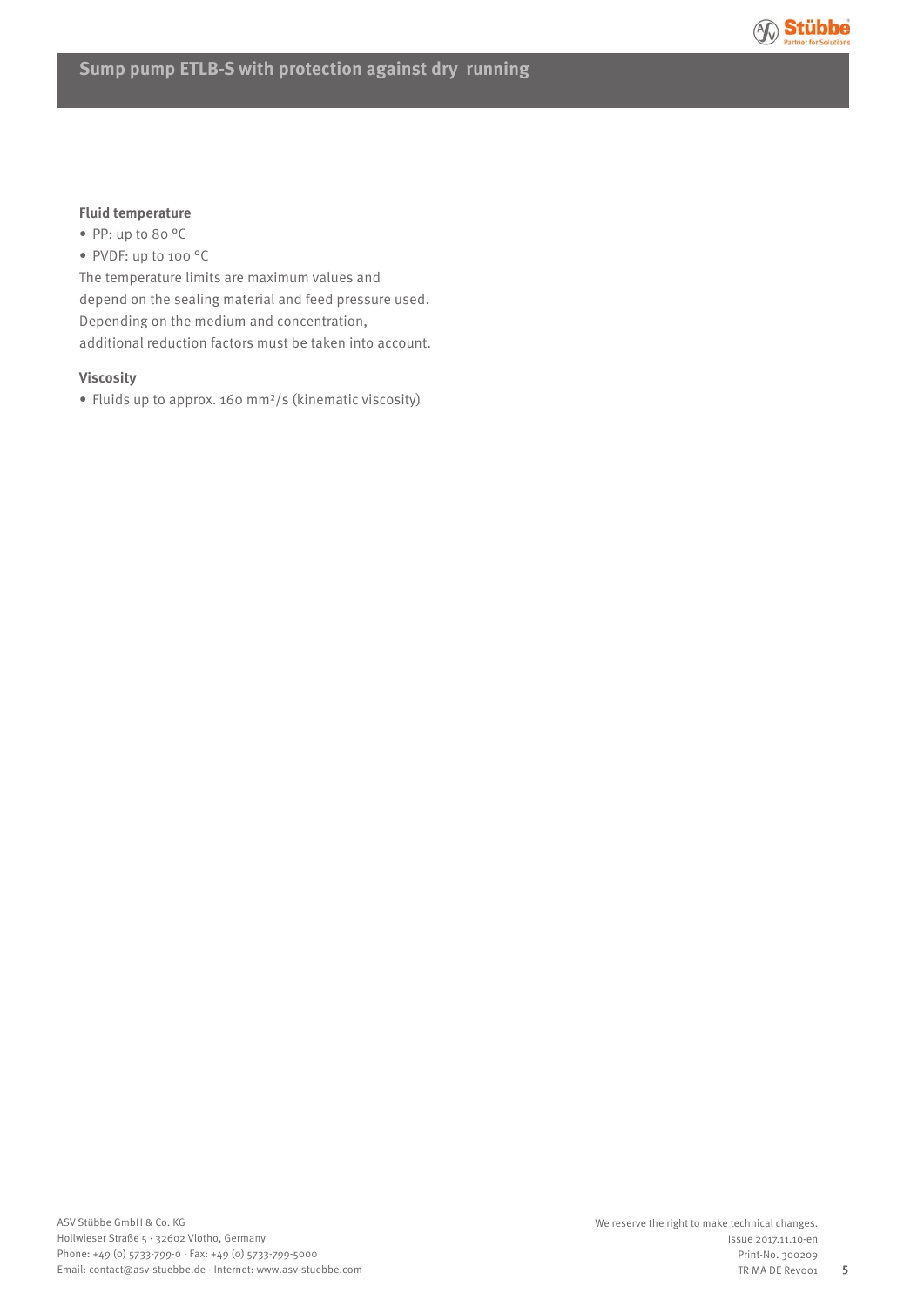**Fluid temperature**

- PP: up to 80 °C
- PVDF: up to 100 °C

The temperature limits are maximum values and depend on the sealing material and feed pressure used. Depending on the medium and concentration, additional reduction factors must be taken into account.

**Viscosity**

- Fluids up to approx. 160 $mm^2/s$ (kinematic viscosity)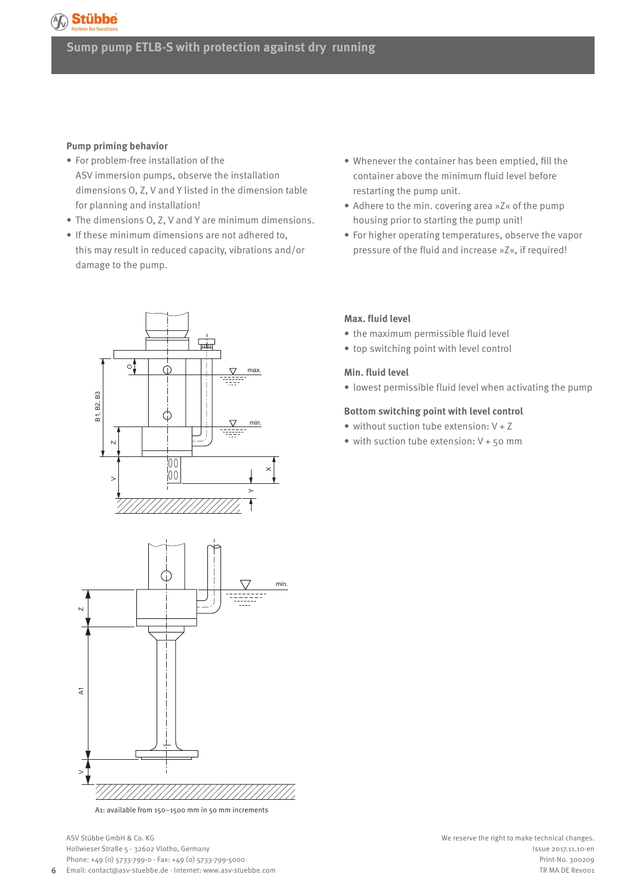## Sump pump ETLB-S with protection against dry running

### Pump priming behavior

- For problem-free installation of the ASV immersion pumps, observe the installation dimensions O, Z, V and Y listed in the dimension table for planning and installation!
- The dimensions O, Z, V and Y are minimum dimensions.
- If these minimum dimensions are not adhered to, this may result in reduced capacity, vibrations and/or damage to the pump.
- Whenever the container has been emptied, fill the container above the minimum fluid level before restarting the pump unit.
- Adhere to the min. covering area »Z« of the pump housing prior to starting the pump unit!
- For higher operating temperatures, observe the vapor pressure of the fluid and increase »Z«, if required!

### Max. fluid level

- the maximum permissible fluid level
- top switching point with level control

### Min. fluid level

- lowest permissible fluid level when activating the pump

### Bottom switching point with level control

- without suction tube extension: V + Z
- with suction tube extension: V + 50 mm

A1: available from 150–1500 mm in 50 mm increments

ASV Stübbe GmbH & Co. KG
Hollwieser Straße 5 · 32602 Vlotho, Germany
Phone: +49 (0) 5733-799-0 · Fax: +49 (0) 5733-799-5000
Email: contact@asv-stuebbe.de · Internet: www.asv-stuebbe.com

We reserve the right to make technical changes.
Issue 2017.11.10-en
Print-No. 300209
TR MA DE Rev001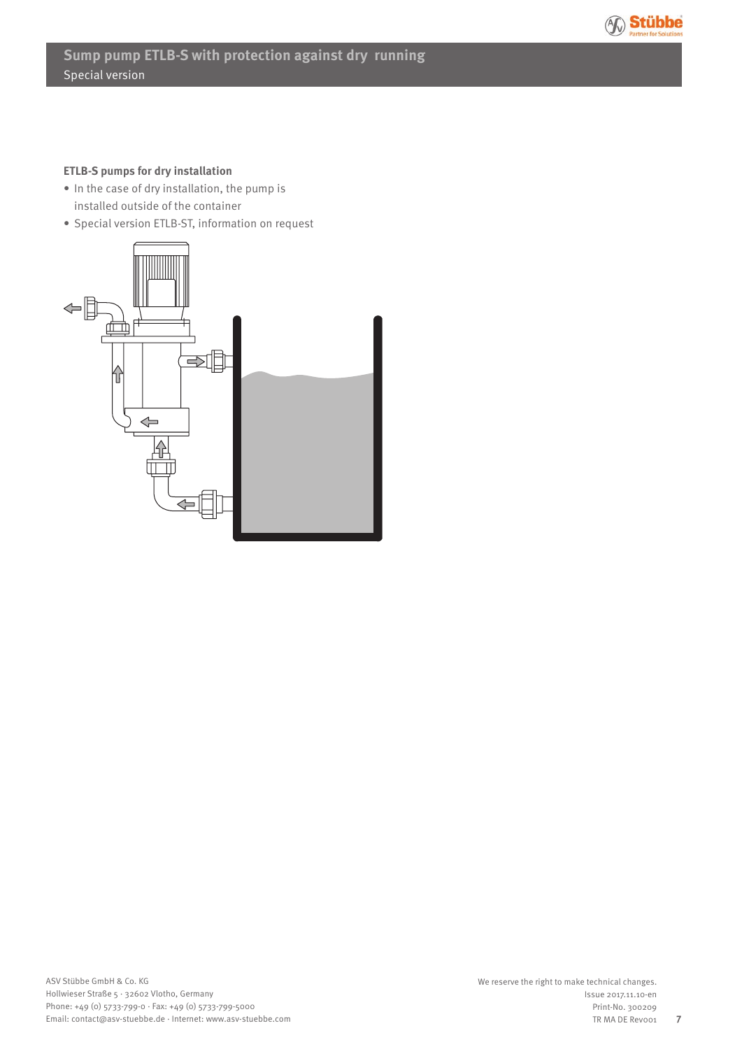# Sump pump ETLB-S with protection against dry running

Special version

**ETLB-S pumps for dry installation**

- In the case of dry installation, the pump is installed outside of the container
- Special version ETLB-ST, information on request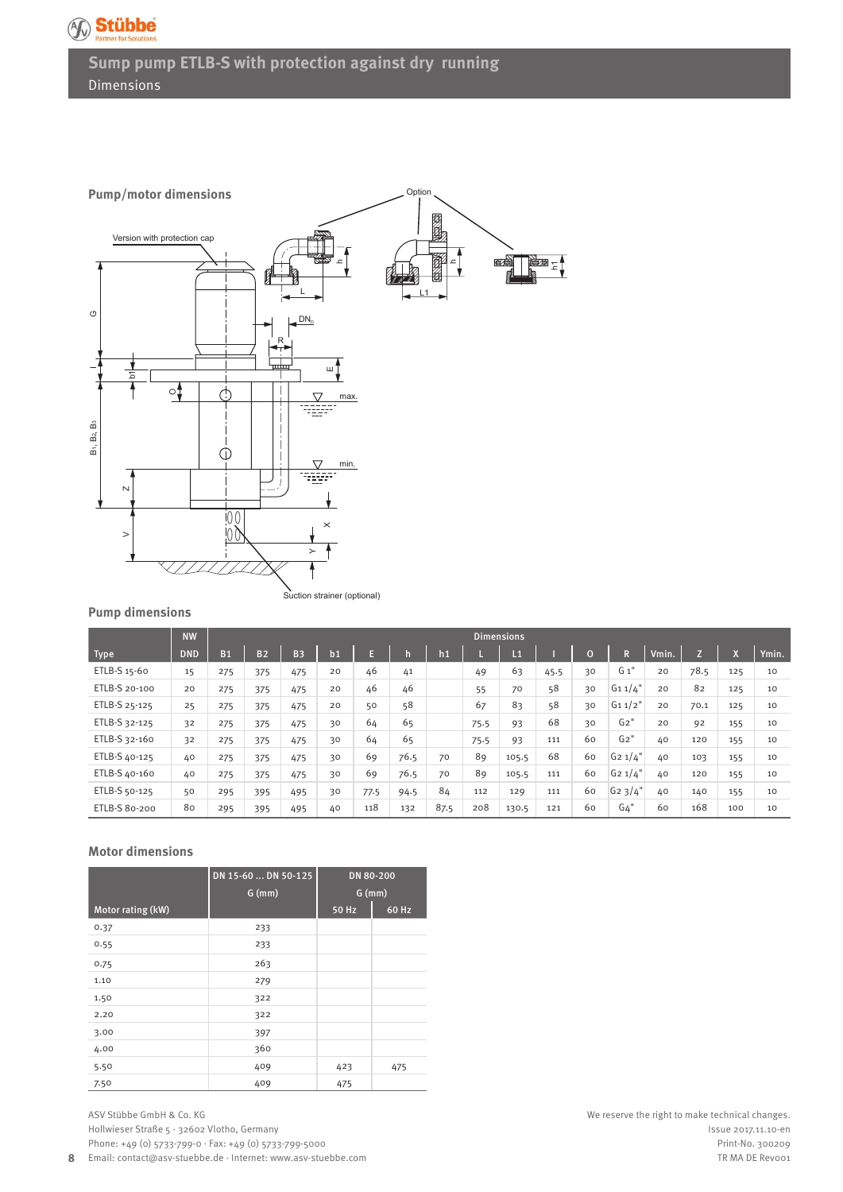# Sump pump ETLB-S with protection against dry running

## Dimensions

### Pump/motor dimensions

Option

Version with protection cap

Suction strainer (optional)

### Pump dimensions

| | NW | Dimensions | | | | | | | | | | | | | | | |
|---|---|---|---|---|---|---|---|---|---|---|---|---|---|---|---|---|---|
| Type | DND | B1 | B2 | B3 | b1 | E | h | h1 | L | L1 | I | O | R | Vmin. | Z | X | Ymin. |
| ETLB-S 15-60 | 15 | 275 | 375 | 475 | 20 | 46 | 41 | | 49 | 63 | 45.5 | 30 | G 1" | 20 | 78.5 | 125 | 10 |
| ETLB-S 20-100 | 20 | 275 | 375 | 475 | 20 | 46 | 46 | | 55 | 70 | 58 | 30 | G1 1/4" | 20 | 82 | 125 | 10 |
| ETLB-S 25-125 | 25 | 275 | 375 | 475 | 20 | 50 | 58 | | 67 | 83 | 58 | 30 | G1 1/2" | 20 | 70.1 | 125 | 10 |
| ETLB-S 32-125 | 32 | 275 | 375 | 475 | 30 | 64 | 65 | | 75.5 | 93 | 68 | 30 | G2" | 20 | 92 | 155 | 10 |
| ETLB-S 32-160 | 32 | 275 | 375 | 475 | 30 | 64 | 65 | | 75.5 | 93 | 111 | 60 | G2" | 40 | 120 | 155 | 10 |
| ETLB-S 40-125 | 40 | 275 | 375 | 475 | 30 | 69 | 76.5 | 70 | 89 | 105.5 | 68 | 60 | G2 1/4" | 40 | 103 | 155 | 10 |
| ETLB-S 40-160 | 40 | 275 | 375 | 475 | 30 | 69 | 76.5 | 70 | 89 | 105.5 | 111 | 60 | G2 1/4" | 40 | 120 | 155 | 10 |
| ETLB-S 50-125 | 50 | 295 | 395 | 495 | 30 | 77.5 | 94.5 | 84 | 112 | 129 | 111 | 60 | G2 3/4" | 40 | 140 | 155 | 10 |
| ETLB-S 80-200 | 80 | 295 | 395 | 495 | 40 | 118 | 132 | 87.5 | 208 | 130.5 | 121 | 60 | G4" | 60 | 168 | 100 | 10 |

### Motor dimensions

| | DN 15-60 ... DN 50-125 G (mm) | DN 80-200 G (mm) | |
|---|---|---|---|
| Motor rating (kW) | | 50 Hz | 60 Hz |
| 0.37 | 233 | | |
| 0.55 | 233 | | |
| 0.75 | 263 | | |
| 1.10 | 279 | | |
| 1.50 | 322 | | |
| 2.20 | 322 | | |
| 3.00 | 397 | | |
| 4.00 | 360 | | |
| 5.50 | 409 | 423 | 475 |
| 7.50 | 409 | 475 | |

ASV Stübbe GmbH & Co. KG
Hollwieser Straße 5 · 32602 Vlotho, Germany
Phone: +49 (0) 5733-799-0 · Fax: +49 (0) 5733-799-5000
Email: contact@asv-stuebbe.de · Internet: www.asv-stuebbe.com

We reserve the right to make technical changes.
Issue 2017.11.10-en
Print-No. 300209
TR MA DE Rev001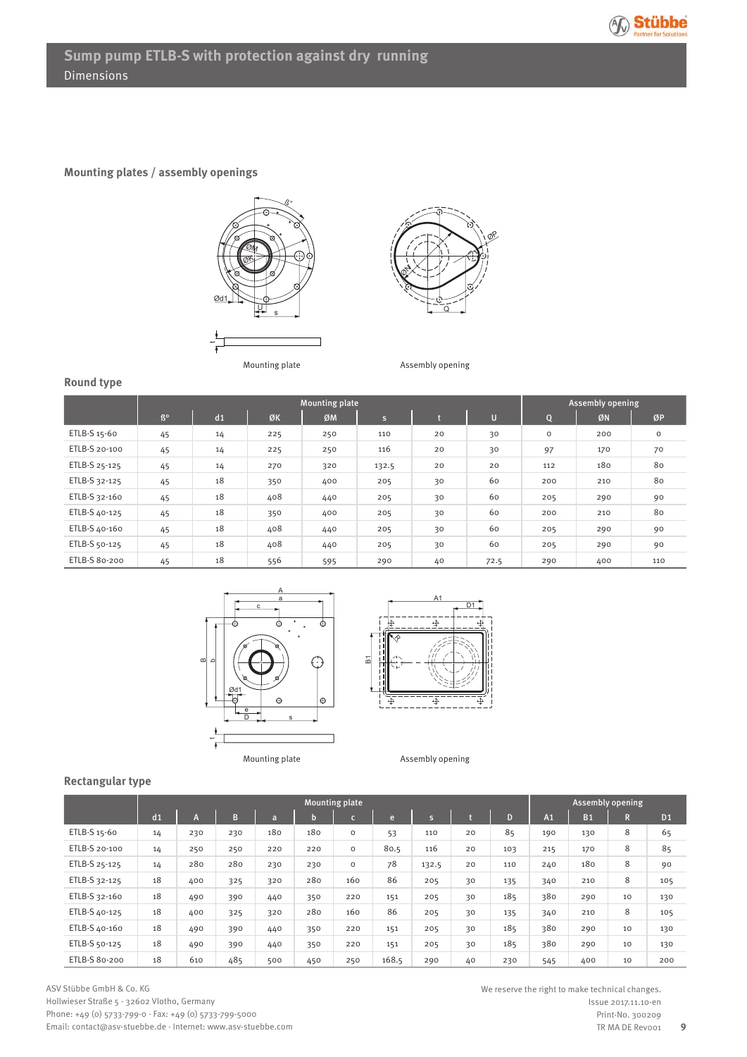# Sump pump ETLB-S with protection against dry running

Dimensions

## Mounting plates / assembly openings

Mounting plate

Assembly opening

### Round type

| | Mounting plate | | | | | | | Assembly opening | | |
|---|---|---|---|---|---|---|---|---|---|---|
| | ß° | d1 | ØK | ØM | s | t | U | Q | ØN | ØP |
| ETLB-S 15-60 | 45 | 14 | 225 | 250 | 110 | 20 | 30 | 0 | 200 | 0 |
| ETLB-S 20-100 | 45 | 14 | 225 | 250 | 116 | 20 | 30 | 97 | 170 | 70 |
| ETLB-S 25-125 | 45 | 14 | 270 | 320 | 132.5 | 20 | 20 | 112 | 180 | 80 |
| ETLB-S 32-125 | 45 | 18 | 350 | 400 | 205 | 30 | 60 | 200 | 210 | 80 |
| ETLB-S 32-160 | 45 | 18 | 408 | 440 | 205 | 30 | 60 | 205 | 290 | 90 |
| ETLB-S 40-125 | 45 | 18 | 350 | 400 | 205 | 30 | 60 | 200 | 210 | 80 |
| ETLB-S 40-160 | 45 | 18 | 408 | 440 | 205 | 30 | 60 | 205 | 290 | 90 |
| ETLB-S 50-125 | 45 | 18 | 408 | 440 | 205 | 30 | 60 | 205 | 290 | 90 |
| ETLB-S 80-200 | 45 | 18 | 556 | 595 | 290 | 40 | 72.5 | 290 | 400 | 110 |

Mounting plate

Assembly opening

### Rectangular type

| | Mounting plate | | | | | | | | | | Assembly opening | | | |
|---|---|---|---|---|---|---|---|---|---|---|---|---|---|---|
| | d1 | A | B | a | b | c | e | s | t | D | A1 | B1 | R | D1 |
| ETLB-S 15-60 | 14 | 230 | 230 | 180 | 180 | 0 | 53 | 110 | 20 | 85 | 190 | 130 | 8 | 65 |
| ETLB-S 20-100 | 14 | 250 | 250 | 220 | 220 | 0 | 80.5 | 116 | 20 | 103 | 215 | 170 | 8 | 85 |
| ETLB-S 25-125 | 14 | 280 | 280 | 230 | 230 | 0 | 78 | 132.5 | 20 | 110 | 240 | 180 | 8 | 90 |
| ETLB-S 32-125 | 18 | 400 | 325 | 320 | 280 | 160 | 86 | 205 | 30 | 135 | 340 | 210 | 8 | 105 |
| ETLB-S 32-160 | 18 | 490 | 390 | 440 | 350 | 220 | 151 | 205 | 30 | 185 | 380 | 290 | 10 | 130 |
| ETLB-S 40-125 | 18 | 400 | 325 | 320 | 280 | 160 | 86 | 205 | 30 | 135 | 340 | 210 | 8 | 105 |
| ETLB-S 40-160 | 18 | 490 | 390 | 440 | 350 | 220 | 151 | 205 | 30 | 185 | 380 | 290 | 10 | 130 |
| ETLB-S 50-125 | 18 | 490 | 390 | 440 | 350 | 220 | 151 | 205 | 30 | 185 | 380 | 290 | 10 | 130 |
| ETLB-S 80-200 | 18 | 610 | 485 | 500 | 450 | 250 | 168.5 | 290 | 40 | 230 | 545 | 400 | 10 | 200 |

ASV Stübbe GmbH & Co. KG
Hollwieser Straße 5 · 32602 Vlotho, Germany
Phone: +49 (0) 5733-799-0 · Fax: +49 (0) 5733-799-5000
Email: contact@asv-stuebbe.de · Internet: www.asv-stuebbe.de

We reserve the right to make technical changes.
Issue 2017.11.10-en
Print-No. 300209
TR MA DE Rev001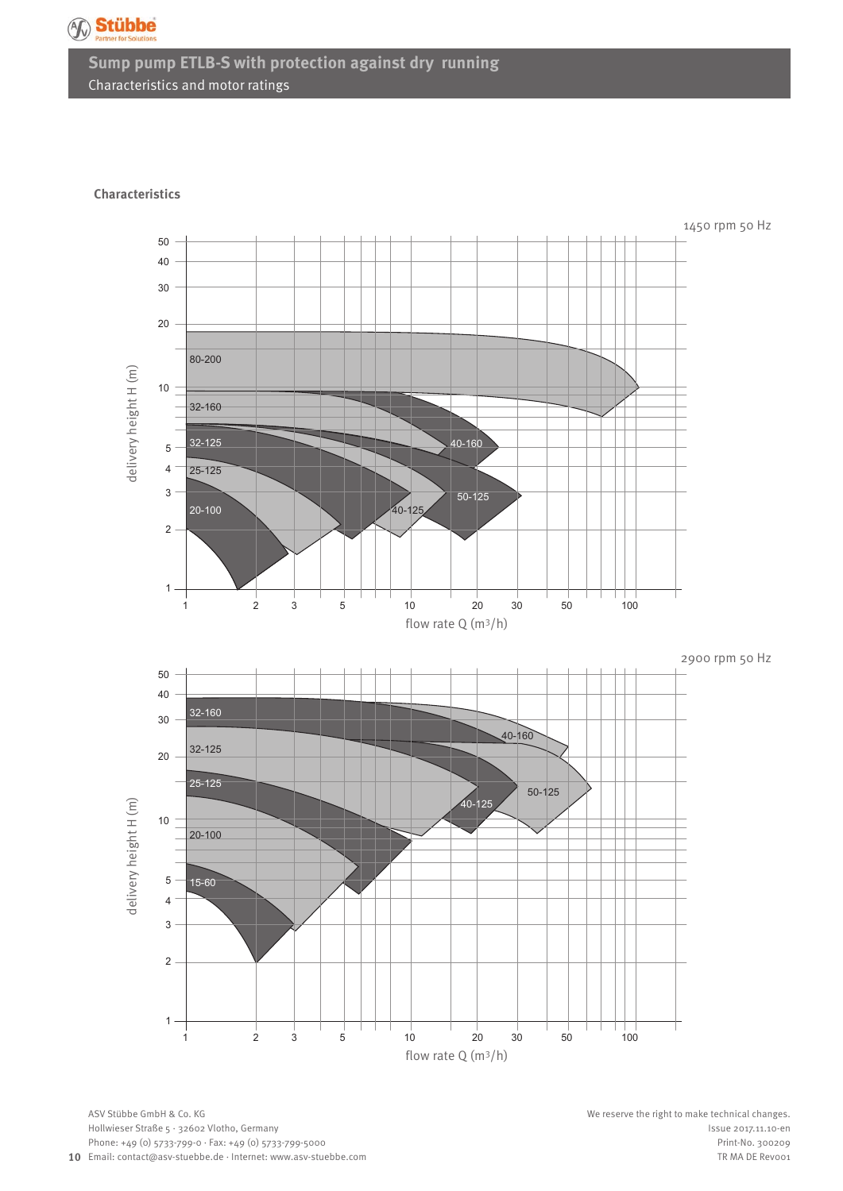# Sump pump ETLB-S with protection against dry running

Characteristics and motor ratings

## Characteristics

1450 rpm 50 Hz

delivery height H (m)

80-200

32-160

40-160

32-125

25-125

50-125

20-100

40-125

flow rate Q (m3/h)

2900 rpm 50 Hz

delivery height H (m)

32-160

40-160

32-125

25-125

50-125

40-125

20-100

15-60

flow rate Q (m3/h)

ASV Stübbe GmbH & Co. KG
Hollwieser Straße 5 · 32602 Vlotho, Germany
Phone: +49 (0) 5733-799-0 · Fax: +49 (0) 5733-799-5000
Email: contact@asv-stuebbe.de · Internet: www.asv-stuebbe.com

We reserve the right to make technical changes.
Issue 2017.11.10-en
Print-No. 300209
TR MA DE Rev001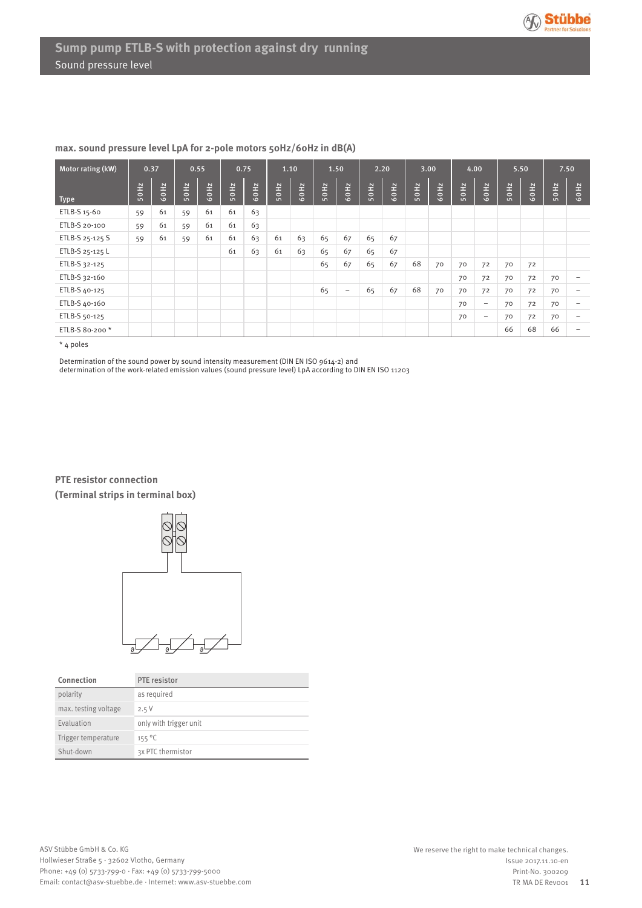# Sump pump ETLB-S with protection against dry running

## Sound pressure level

### max. sound pressure level LpA for 2-pole motors 50Hz/60Hz in dB(A)

| Motor rating (kW) | 0.37 | | 0.55 | | 0.75 | | 1.10 | | 1.50 | | 2.20 | | 3.00 | | 4.00 | | 5.50 | | 7.50 | |
|---|---|---|---|---|---|---|---|---|---|---|---|---|---|---|---|---|---|---|---|---|
| Type | 50Hz | 60Hz | 50Hz | 60Hz | 50Hz | 60Hz | 50Hz | 60Hz | 50Hz | 60Hz | 50Hz | 60Hz | 50Hz | 60Hz | 50Hz | 60Hz | 50Hz | 60Hz | 50Hz | 60Hz |
| ETLB-S 15-60 | 59 | 61 | 59 | 61 | 61 | 63 | | | | | | | | | | | | | | |
| ETLB-S 20-100 | 59 | 61 | 59 | 61 | 61 | 63 | | | | | | | | | | | | | | |
| ETLB-S 25-125 S | 59 | 61 | 59 | 61 | 61 | 63 | 61 | 63 | 65 | 67 | 65 | 67 | | | | | | | | |
| ETLB-S 25-125 L | | | | | 61 | 63 | 61 | 63 | 65 | 67 | 65 | 67 | | | | | | | | |
| ETLB-S 32-125 | | | | | | | | | 65 | 67 | 65 | 67 | 68 | 70 | 70 | 72 | 70 | 72 | | |
| ETLB-S 32-160 | | | | | | | | | | | | | | | 70 | 72 | 70 | 72 | 70 | – |
| ETLB-S 40-125 | | | | | | | | | 65 | – | 65 | 67 | 68 | 70 | 70 | 72 | 70 | 72 | 70 | – |
| ETLB-S 40-160 | | | | | | | | | | | | | | | 70 | – | 70 | 72 | 70 | – |
| ETLB-S 50-125 | | | | | | | | | | | | | | | 70 | – | 70 | 72 | 70 | – |
| ETLB-S 80-200 * | | | | | | | | | | | | | | | | | 66 | 68 | 66 | – |

* 4 poles

Determination of the sound power by sound intensity measurement (DIN EN ISO 9614-2) and
determination of the work-related emission values (sound pressure level) LpA according to DIN EN ISO 11203

### PTE resistor connection
### (Terminal strips in terminal box)

| Connection | PTE resistor |
|---|---|
| polarity | as required |
| max. testing voltage | 2.5 V |
| Evaluation | only with trigger unit |
| Trigger temperature | 155 °C |
| Shut-down | 3x PTC thermistor |

ASV Stübbe GmbH & Co. KG
Hollwieser Straße 5 · 32602 Vlotho, Germany
Phone: +49 (0) 5733-799-0 · Fax: +49 (0) 5733-799-5000
Email: contact@asv-stuebbe.de · Internet: www.asv-stuebbe.com

We reserve the right to make technical changes.
Issue 2017.11.10-en
Print-No. 300209
TR MA DE Rev001